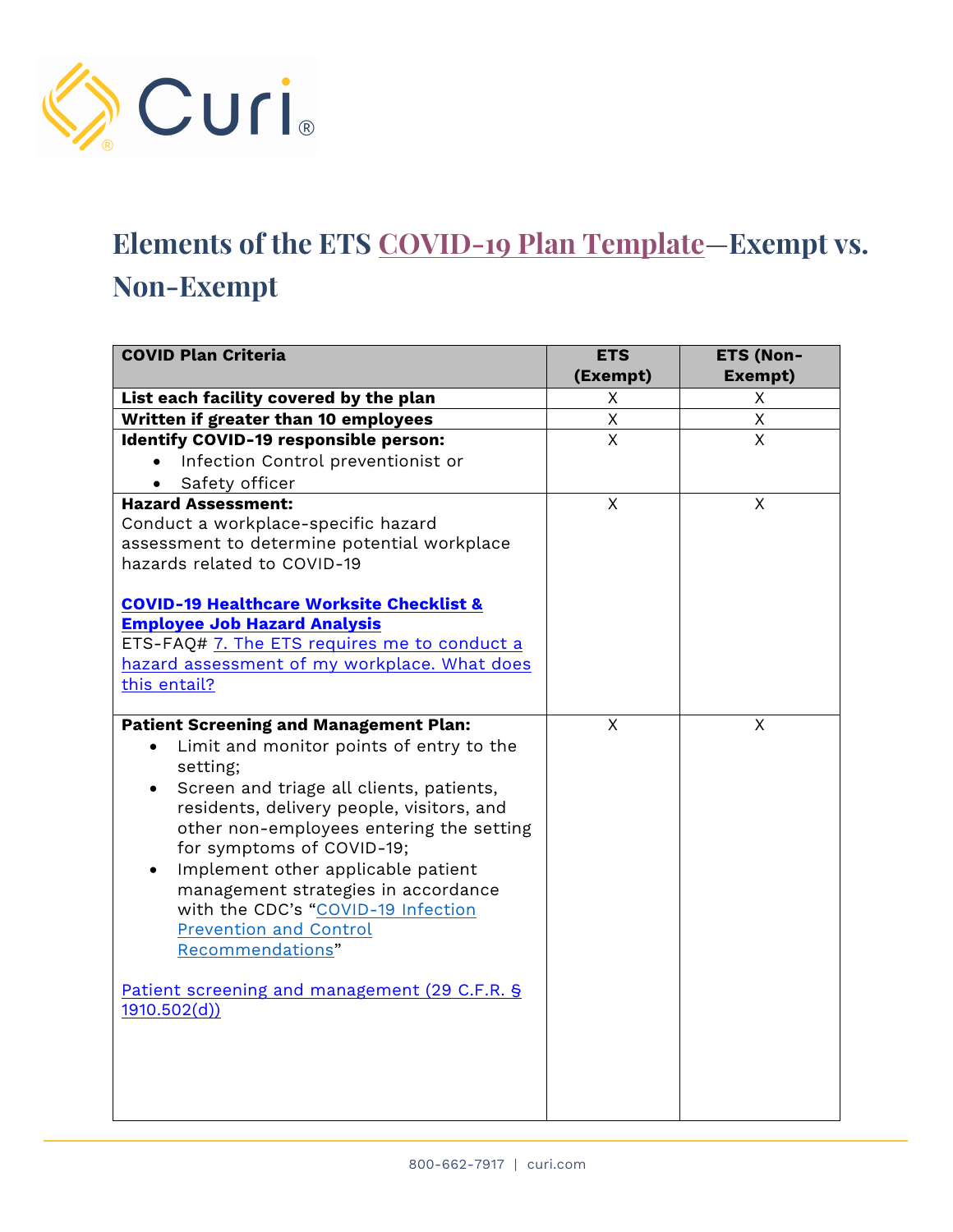# Elements of the ETS COVID-19 Plan Template—Exempt vs. Non-Exempt

| COVID Plan Criteria | ETS (Exempt) | ETS (Non-Exempt) |
|---|---|---|
| **List each facility covered by the plan** | X | X |
| **Written if greater than 10 employees** | X | X |
| **Identify COVID-19 responsible person:**<br>• Infection Control preventionist or<br>• Safety officer | X | X |
| **Hazard Assessment:**<br>Conduct a workplace-specific hazard assessment to determine potential workplace hazards related to COVID-19<br><br>**COVID-19 Healthcare Worksite Checklist & Employee Job Hazard Analysis**<br>ETS-FAQ# 7. The ETS requires me to conduct a hazard assessment of my workplace. What does this entail? | X | X |
| **Patient Screening and Management Plan:**<br>• Limit and monitor points of entry to the setting;<br>• Screen and triage all clients, patients, residents, delivery people, visitors, and other non-employees entering the setting for symptoms of COVID-19;<br>• Implement other applicable patient management strategies in accordance with the CDC's "COVID-19 Infection Prevention and Control Recommendations"<br><br>Patient screening and management (29 C.F.R. § 1910.502(d)) | X | X |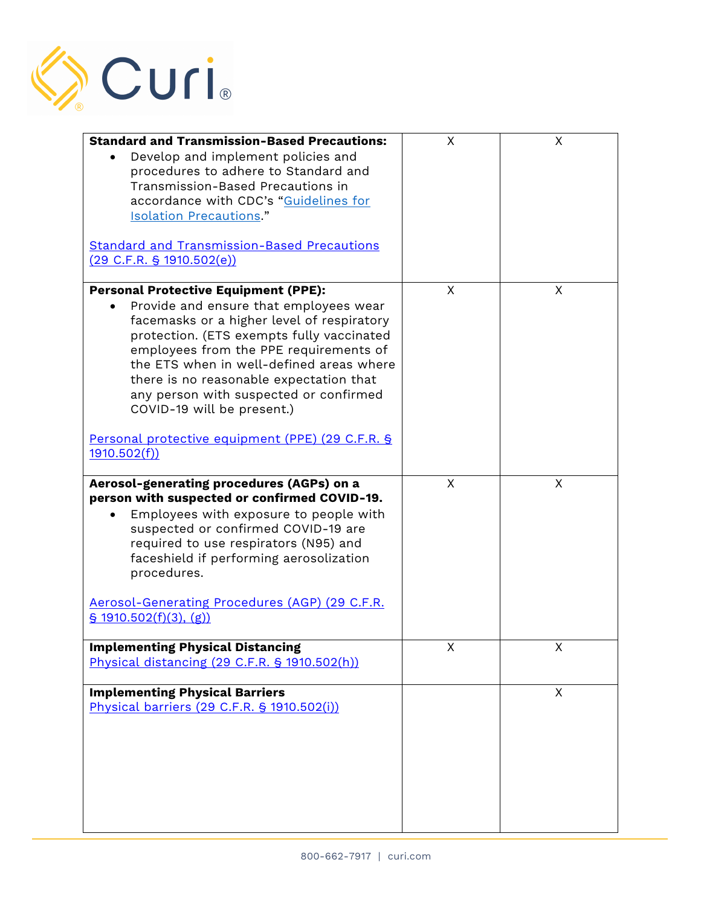| | | |
|---|---|---|
| **Standard and Transmission-Based Precautions:**<br>• Develop and implement policies and procedures to adhere to Standard and Transmission-Based Precautions in accordance with CDC's "Guidelines for Isolation Precautions."<br><br>Standard and Transmission-Based Precautions (29 C.F.R. § 1910.502(e)) | X | X |
| **Personal Protective Equipment (PPE):**<br>• Provide and ensure that employees wear facemasks or a higher level of respiratory protection. (ETS exempts fully vaccinated employees from the PPE requirements of the ETS when in well-defined areas where there is no reasonable expectation that any person with suspected or confirmed COVID-19 will be present.)<br><br>Personal protective equipment (PPE) (29 C.F.R. § 1910.502(f)) | X | X |
| **Aerosol-generating procedures (AGPs) on a person with suspected or confirmed COVID-19.**<br>• Employees with exposure to people with suspected or confirmed COVID-19 are required to use respirators (N95) and faceshield if performing aerosolization procedures.<br><br>Aerosol-Generating Procedures (AGP) (29 C.F.R. § 1910.502(f)(3), (g)) | X | X |
| **Implementing Physical Distancing**<br>Physical distancing (29 C.F.R. § 1910.502(h)) | X | X |
| **Implementing Physical Barriers**<br>Physical barriers (29 C.F.R. § 1910.502(i)) | | X |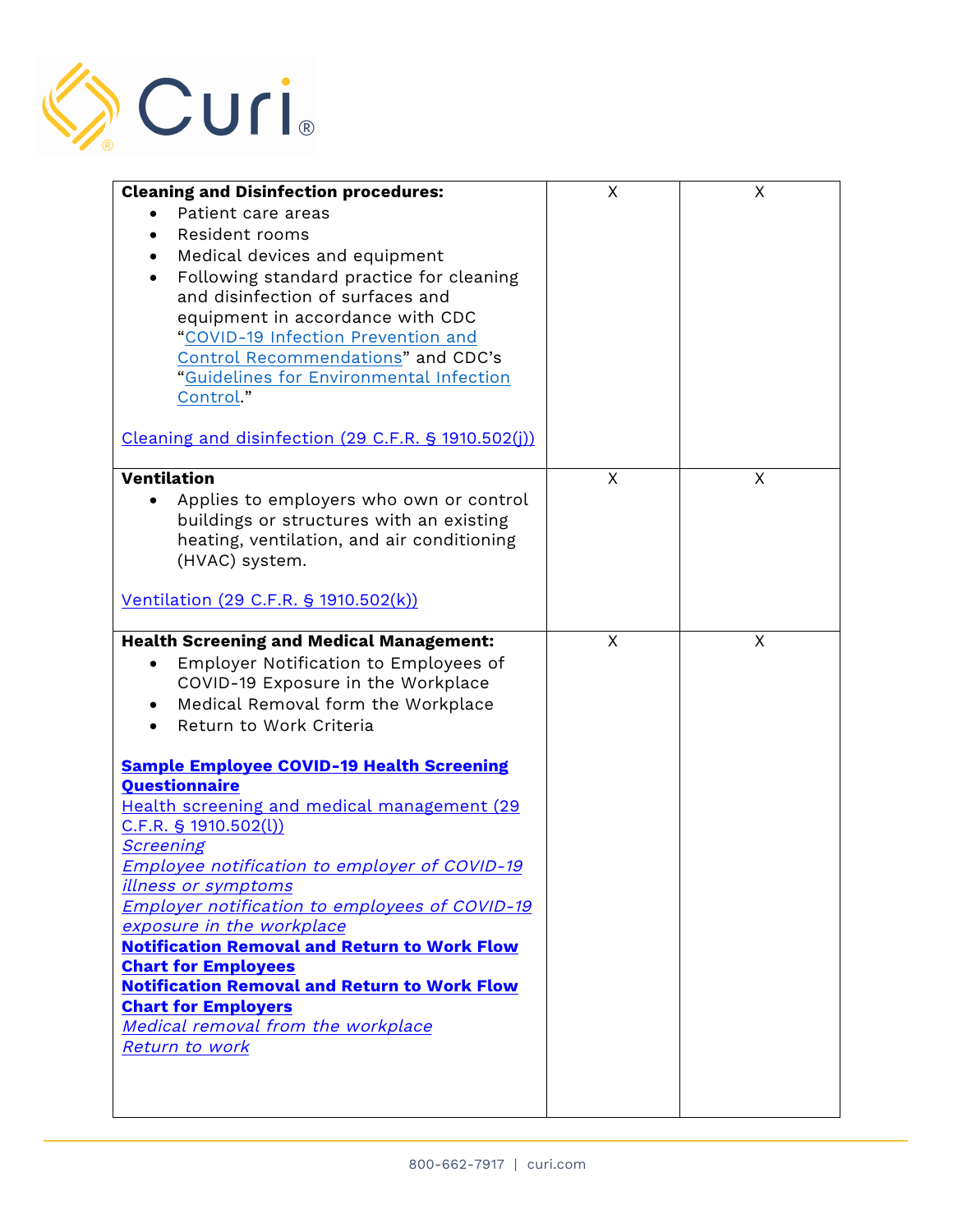| | | |
|---|---|---|
| **Cleaning and Disinfection procedures:**<br>• Patient care areas<br>• Resident rooms<br>• Medical devices and equipment<br>• Following standard practice for cleaning and disinfection of surfaces and equipment in accordance with CDC "COVID-19 Infection Prevention and Control Recommendations" and CDC's "Guidelines for Environmental Infection Control."<br><br>Cleaning and disinfection (29 C.F.R. § 1910.502(j)) | X | X |
| **Ventilation**<br>• Applies to employers who own or control buildings or structures with an existing heating, ventilation, and air conditioning (HVAC) system.<br><br>Ventilation (29 C.F.R. § 1910.502(k)) | X | X |
| **Health Screening and Medical Management:**<br>• Employer Notification to Employees of COVID-19 Exposure in the Workplace<br>• Medical Removal form the Workplace<br>• Return to Work Criteria<br><br>**Sample Employee COVID-19 Health Screening Questionnaire**<br>Health screening and medical management (29 C.F.R. § 1910.502(l))<br>*Screening*<br>*Employee notification to employer of COVID-19 illness or symptoms*<br>*Employer notification to employees of COVID-19 exposure in the workplace*<br>**Notification Removal and Return to Work Flow Chart for Employees**<br>**Notification Removal and Return to Work Flow Chart for Employers**<br>*Medical removal from the workplace*<br>*Return to work* | X | X |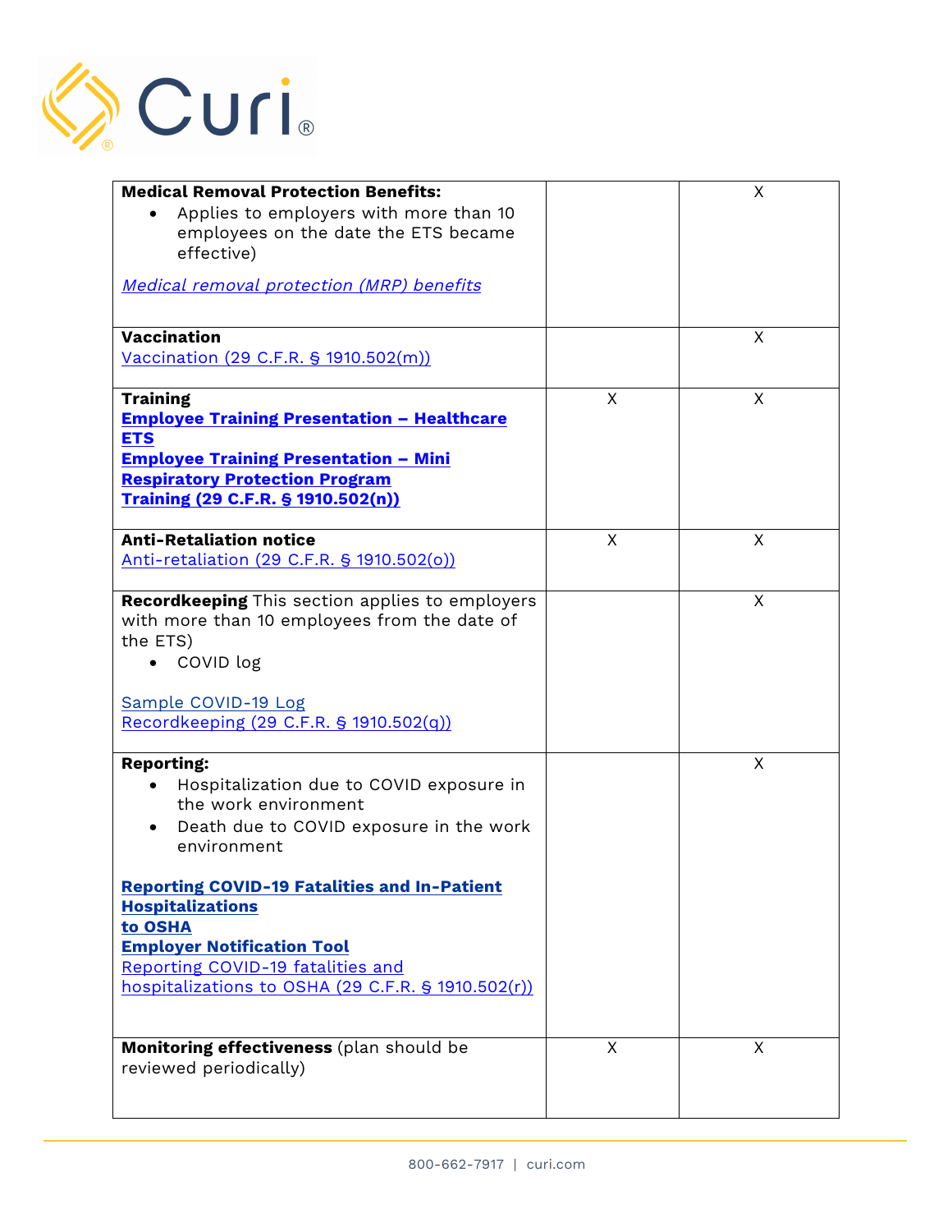| | | |
|---|---|---|
| **Medical Removal Protection Benefits:**<br>• Applies to employers with more than 10 employees on the date the ETS became effective)<br><br>*Medical removal protection (MRP) benefits* | | X |
| **Vaccination**<br>Vaccination (29 C.F.R. § 1910.502(m)) | | X |
| **Training**<br>**Employee Training Presentation – Healthcare ETS**<br>**Employee Training Presentation – Mini Respiratory Protection Program**<br>**Training (29 C.F.R. § 1910.502(n))** | X | X |
| **Anti-Retaliation notice**<br>Anti-retaliation (29 C.F.R. § 1910.502(o)) | X | X |
| **Recordkeeping** This section applies to employers with more than 10 employees from the date of the ETS)<br>• COVID log<br><br>Sample COVID-19 Log<br>Recordkeeping (29 C.F.R. § 1910.502(q)) | | X |
| **Reporting:**<br>• Hospitalization due to COVID exposure in the work environment<br>• Death due to COVID exposure in the work environment<br><br>**Reporting COVID-19 Fatalities and In-Patient Hospitalizations to OSHA**<br>**Employer Notification Tool**<br>Reporting COVID-19 fatalities and hospitalizations to OSHA (29 C.F.R. § 1910.502(r)) | | X |
| **Monitoring effectiveness** (plan should be reviewed periodically) | X | X |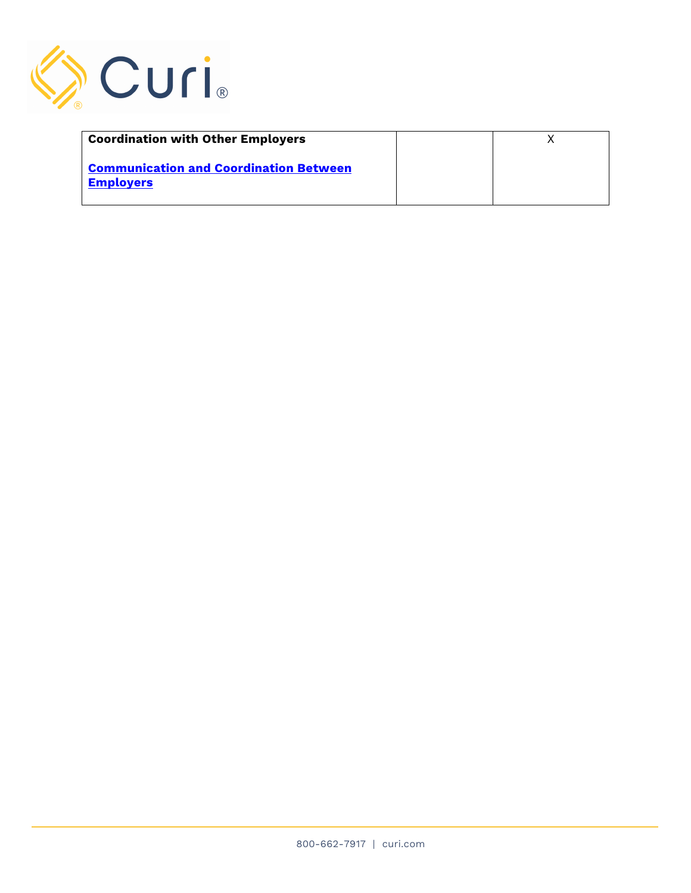| | | |
|---|---|---|
| **Coordination with Other Employers**<br><br>**Communication and Coordination Between Employers** | | X |